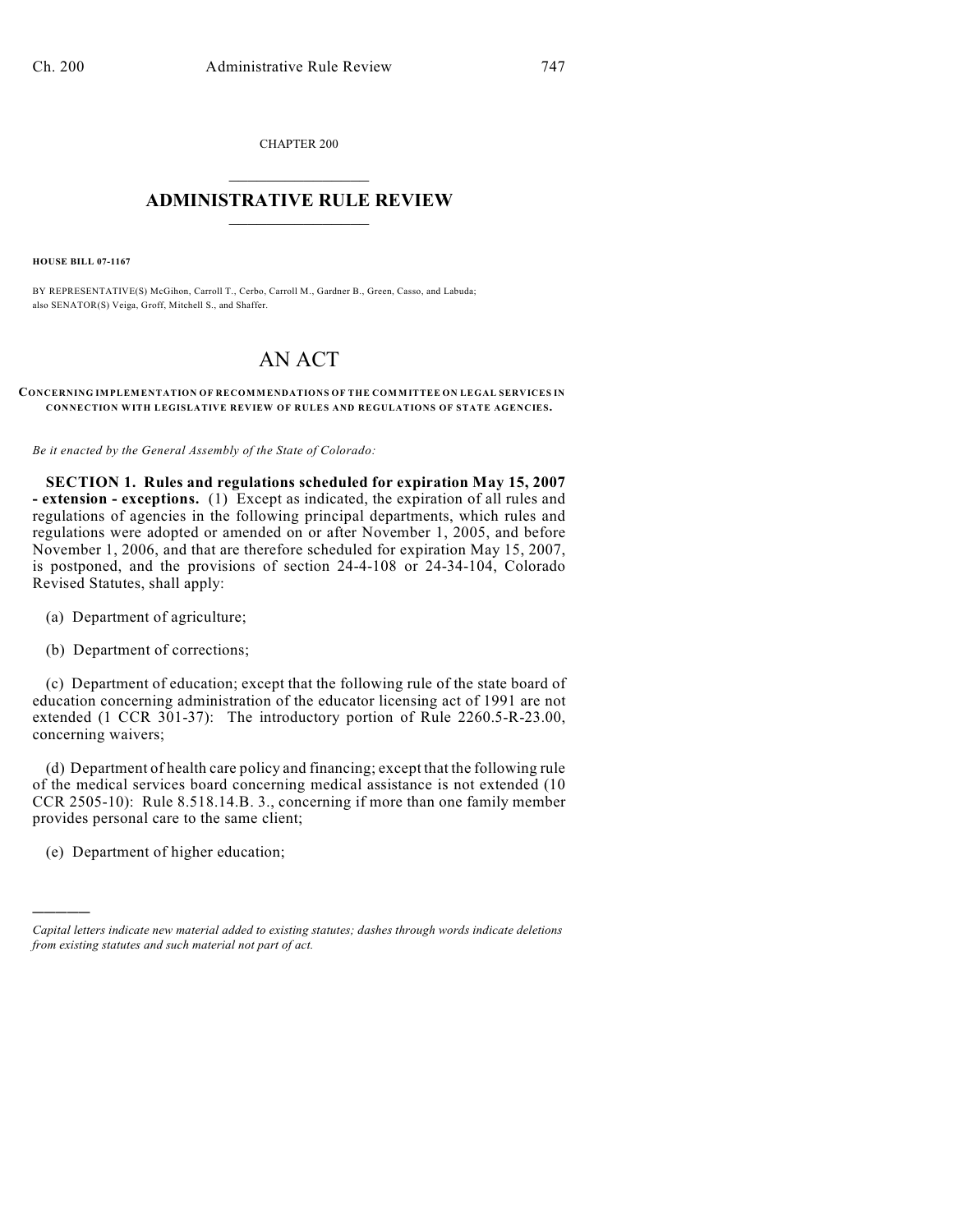CHAPTER 200

# ADMINISTRATIVE RULE REVIEW

**HOUSE BILL 07-1167**

BY REPRESENTATIVE(S) McGihon, Carroll T., Cerbo, Carroll M., Gardner B., Green, Casso, and Labuda; also SENATOR(S) Veiga, Groff, Mitchell S., and Shaffer.

# AN ACT

**CONCERNING IMPLEMENTATION OF RECOMMENDATIONS OF THE COMMITTEE ON LEGAL SERVICES IN CONNECTION WITH LEGISLATIVE REVIEW OF RULES AND REGULATIONS OF STATE AGENCIES.**

*Be it enacted by the General Assembly of the State of Colorado:*

**SECTION 1. Rules and regulations scheduled for expiration May 15, 2007 - extension - exceptions.** (1) Except as indicated, the expiration of all rules and regulations of agencies in the following principal departments, which rules and regulations were adopted or amended on or after November 1, 2005, and before November 1, 2006, and that are therefore scheduled for expiration May 15, 2007, is postponed, and the provisions of section 24-4-108 or 24-34-104, Colorado Revised Statutes, shall apply:

(a) Department of agriculture;

(b) Department of corrections;

(c) Department of education; except that the following rule of the state board of education concerning administration of the educator licensing act of 1991 are not extended (1 CCR 301-37): The introductory portion of Rule 2260.5-R-23.00, concerning waivers;

(d) Department of health care policy and financing; except that the following rule of the medical services board concerning medical assistance is not extended (10 CCR 2505-10): Rule 8.518.14.B. 3., concerning if more than one family member provides personal care to the same client;

(e) Department of higher education;

---

*Capital letters indicate new material added to existing statutes; dashes through words indicate deletions from existing statutes and such material not part of act.*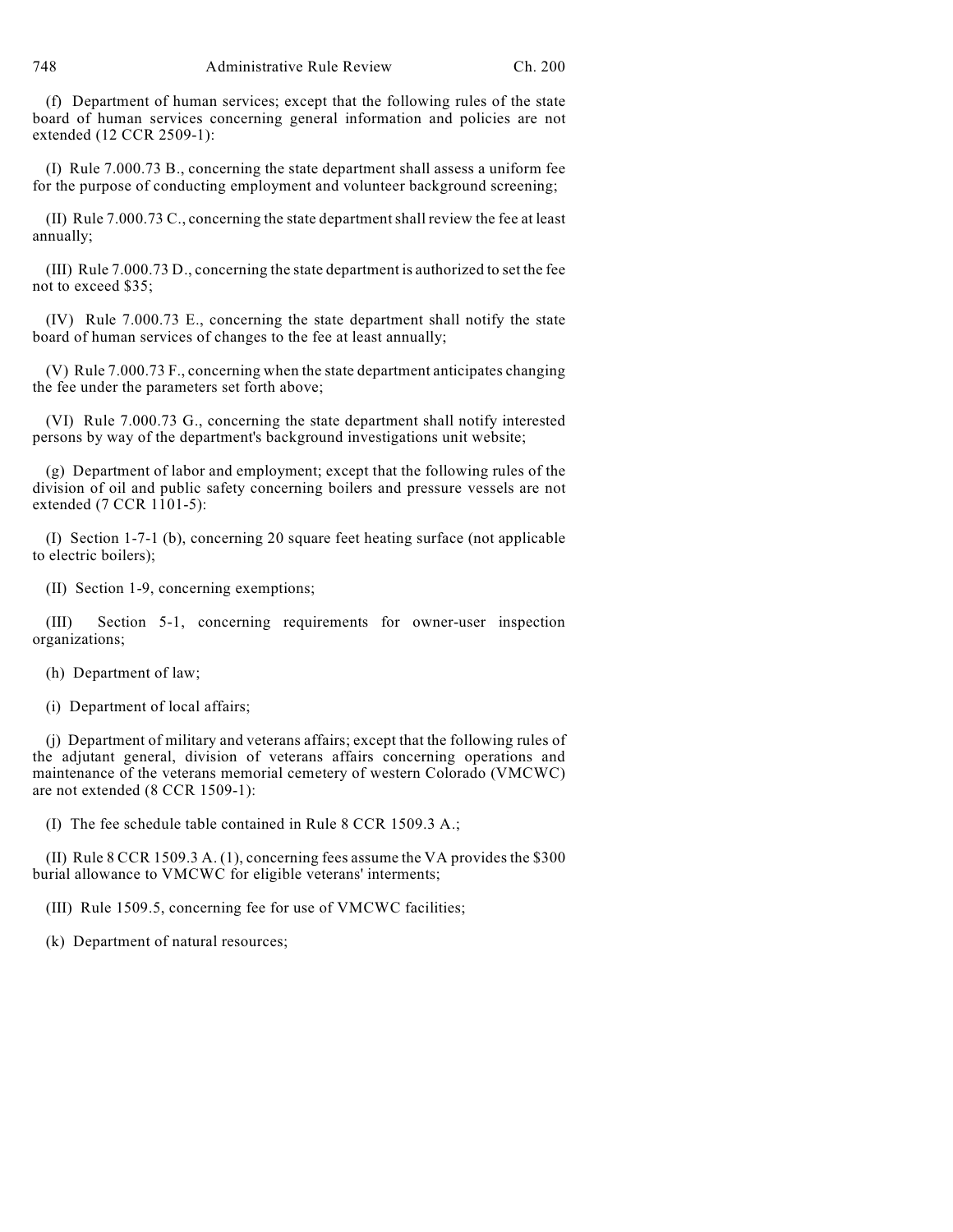(f) Department of human services; except that the following rules of the state board of human services concerning general information and policies are not extended (12 CCR 2509-1):

(I) Rule 7.000.73 B., concerning the state department shall assess a uniform fee for the purpose of conducting employment and volunteer background screening;

(II) Rule 7.000.73 C., concerning the state department shall review the fee at least annually;

(III) Rule 7.000.73 D., concerning the state department is authorized to set the fee not to exceed $35;

(IV) Rule 7.000.73 E., concerning the state department shall notify the state board of human services of changes to the fee at least annually;

(V) Rule 7.000.73 F., concerning when the state department anticipates changing the fee under the parameters set forth above;

(VI) Rule 7.000.73 G., concerning the state department shall notify interested persons by way of the department's background investigations unit website;

(g) Department of labor and employment; except that the following rules of the division of oil and public safety concerning boilers and pressure vessels are not extended (7 CCR 1101-5):

(I) Section 1-7-1 (b), concerning 20 square feet heating surface (not applicable to electric boilers);

(II) Section 1-9, concerning exemptions;

(III) Section 5-1, concerning requirements for owner-user inspection organizations;

(h) Department of law;

(i) Department of local affairs;

(j) Department of military and veterans affairs; except that the following rules of the adjutant general, division of veterans affairs concerning operations and maintenance of the veterans memorial cemetery of western Colorado (VMCWC) are not extended (8 CCR 1509-1):

(I) The fee schedule table contained in Rule 8 CCR 1509.3 A.;

(II) Rule 8 CCR 1509.3 A. (1), concerning fees assume the VA provides the $300 burial allowance to VMCWC for eligible veterans' interments;

(III) Rule 1509.5, concerning fee for use of VMCWC facilities;

(k) Department of natural resources;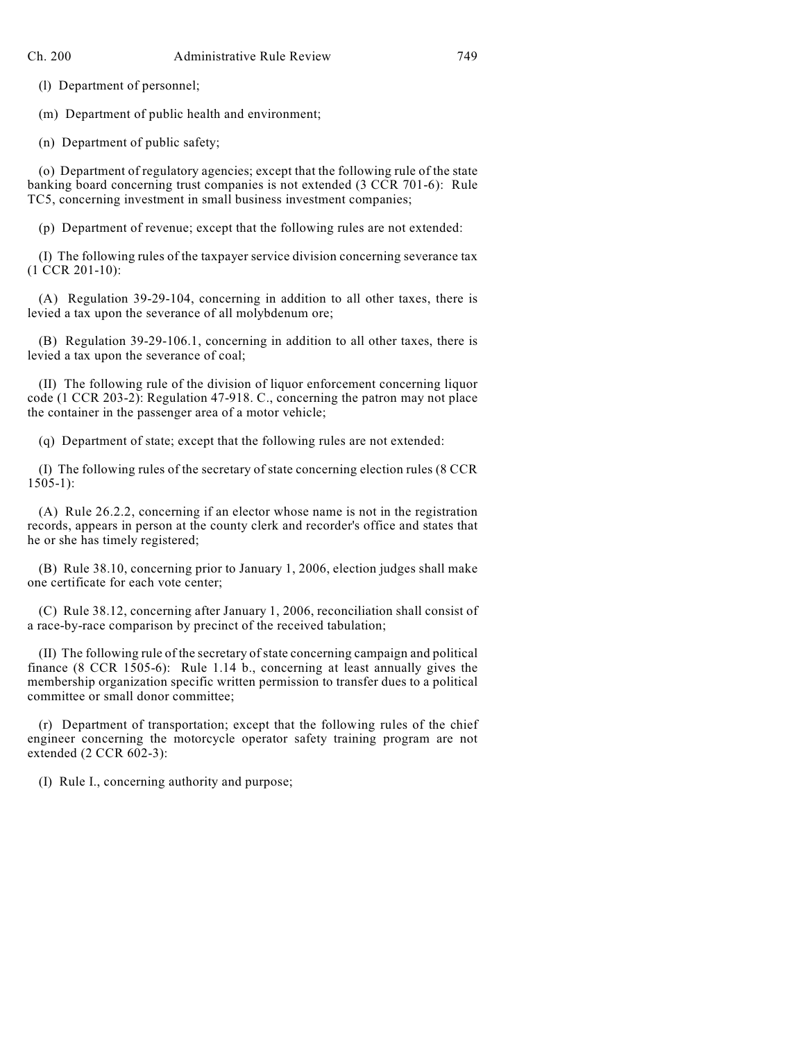(l) Department of personnel;

(m) Department of public health and environment;

(n) Department of public safety;

(o) Department of regulatory agencies; except that the following rule of the state banking board concerning trust companies is not extended (3 CCR 701-6): Rule TC5, concerning investment in small business investment companies;

(p) Department of revenue; except that the following rules are not extended:

(I) The following rules of the taxpayer service division concerning severance tax (1 CCR 201-10):

(A) Regulation 39-29-104, concerning in addition to all other taxes, there is levied a tax upon the severance of all molybdenum ore;

(B) Regulation 39-29-106.1, concerning in addition to all other taxes, there is levied a tax upon the severance of coal;

(II) The following rule of the division of liquor enforcement concerning liquor code (1 CCR 203-2): Regulation 47-918. C., concerning the patron may not place the container in the passenger area of a motor vehicle;

(q) Department of state; except that the following rules are not extended:

(I) The following rules of the secretary of state concerning election rules (8 CCR 1505-1):

(A) Rule 26.2.2, concerning if an elector whose name is not in the registration records, appears in person at the county clerk and recorder's office and states that he or she has timely registered;

(B) Rule 38.10, concerning prior to January 1, 2006, election judges shall make one certificate for each vote center;

(C) Rule 38.12, concerning after January 1, 2006, reconciliation shall consist of a race-by-race comparison by precinct of the received tabulation;

(II) The following rule of the secretary of state concerning campaign and political finance (8 CCR 1505-6): Rule 1.14 b., concerning at least annually gives the membership organization specific written permission to transfer dues to a political committee or small donor committee;

(r) Department of transportation; except that the following rules of the chief engineer concerning the motorcycle operator safety training program are not extended (2 CCR 602-3):

(I) Rule I., concerning authority and purpose;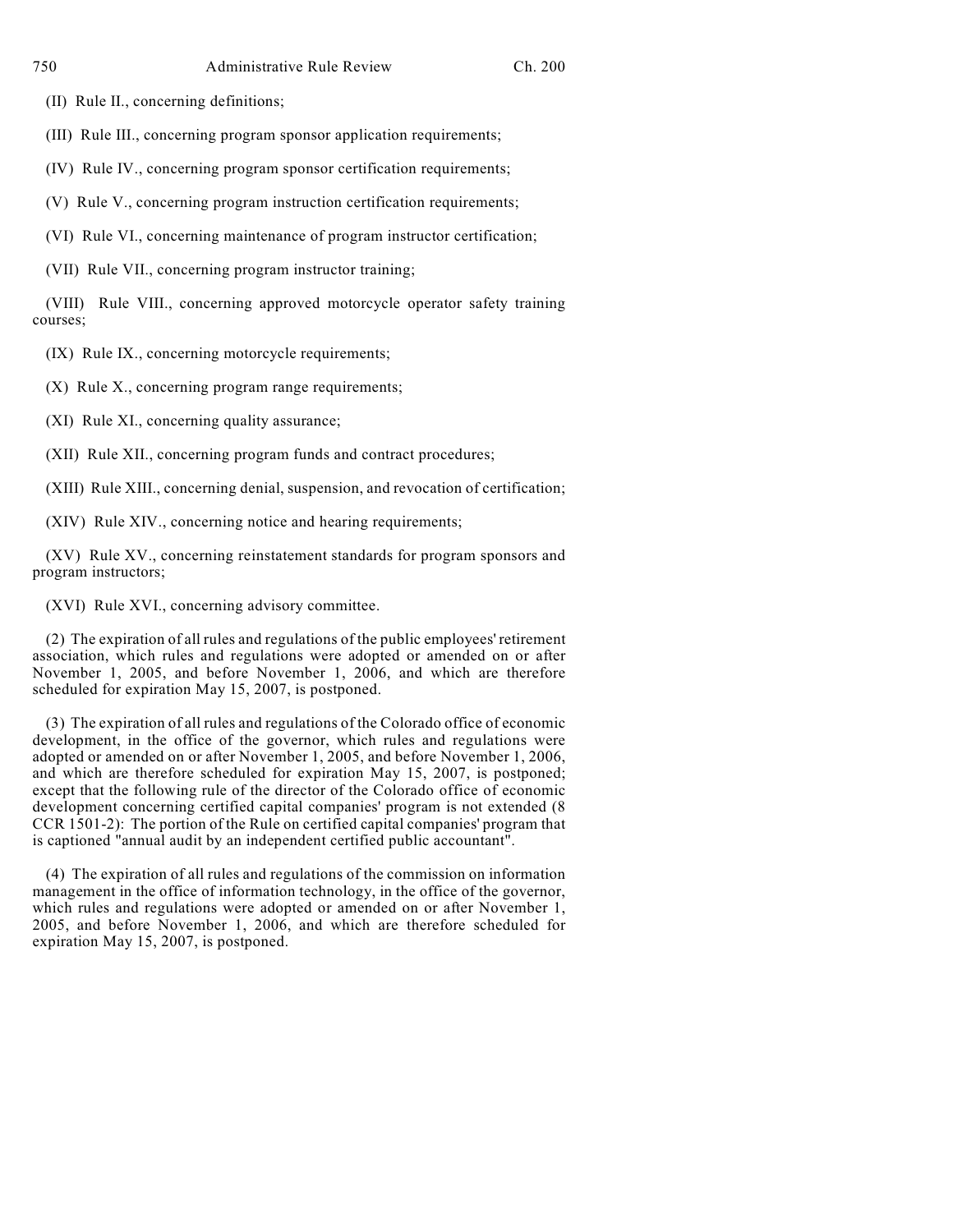(II) Rule II., concerning definitions;

(III) Rule III., concerning program sponsor application requirements;

(IV) Rule IV., concerning program sponsor certification requirements;

(V) Rule V., concerning program instruction certification requirements;

(VI) Rule VI., concerning maintenance of program instructor certification;

(VII) Rule VII., concerning program instructor training;

(VIII) Rule VIII., concerning approved motorcycle operator safety training courses;

(IX) Rule IX., concerning motorcycle requirements;

(X) Rule X., concerning program range requirements;

(XI) Rule XI., concerning quality assurance;

(XII) Rule XII., concerning program funds and contract procedures;

(XIII) Rule XIII., concerning denial, suspension, and revocation of certification;

(XIV) Rule XIV., concerning notice and hearing requirements;

(XV) Rule XV., concerning reinstatement standards for program sponsors and program instructors;

(XVI) Rule XVI., concerning advisory committee.

(2) The expiration of all rules and regulations of the public employees' retirement association, which rules and regulations were adopted or amended on or after November 1, 2005, and before November 1, 2006, and which are therefore scheduled for expiration May 15, 2007, is postponed.

(3) The expiration of all rules and regulations of the Colorado office of economic development, in the office of the governor, which rules and regulations were adopted or amended on or after November 1, 2005, and before November 1, 2006, and which are therefore scheduled for expiration May 15, 2007, is postponed; except that the following rule of the director of the Colorado office of economic development concerning certified capital companies' program is not extended (8 CCR 1501-2): The portion of the Rule on certified capital companies' program that is captioned "annual audit by an independent certified public accountant".

(4) The expiration of all rules and regulations of the commission on information management in the office of information technology, in the office of the governor, which rules and regulations were adopted or amended on or after November 1, 2005, and before November 1, 2006, and which are therefore scheduled for expiration May 15, 2007, is postponed.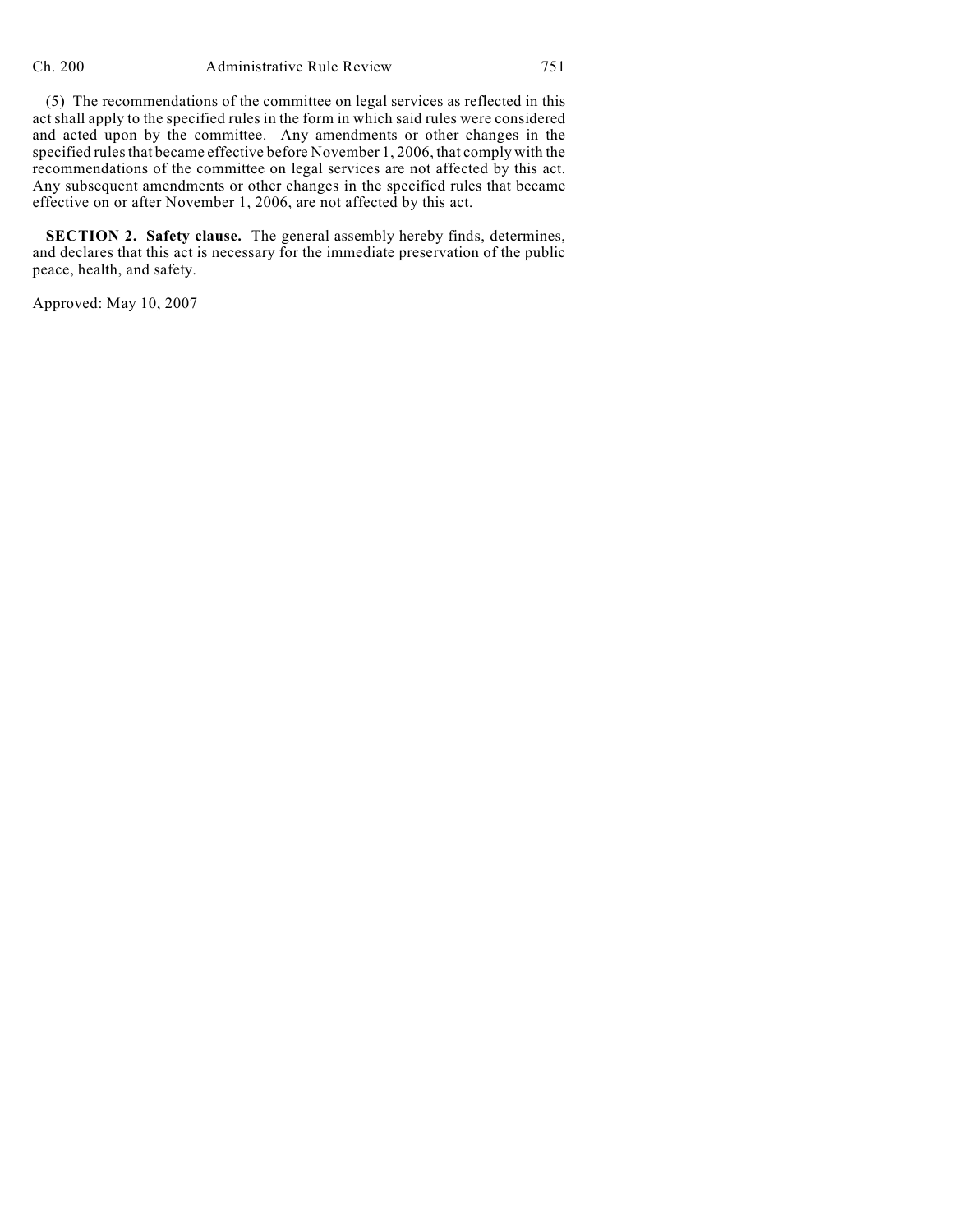(5) The recommendations of the committee on legal services as reflected in this act shall apply to the specified rules in the form in which said rules were considered and acted upon by the committee. Any amendments or other changes in the specified rules that became effective before November 1, 2006, that comply with the recommendations of the committee on legal services are not affected by this act. Any subsequent amendments or other changes in the specified rules that became effective on or after November 1, 2006, are not affected by this act.

**SECTION 2. Safety clause.** The general assembly hereby finds, determines, and declares that this act is necessary for the immediate preservation of the public peace, health, and safety.

Approved: May 10, 2007